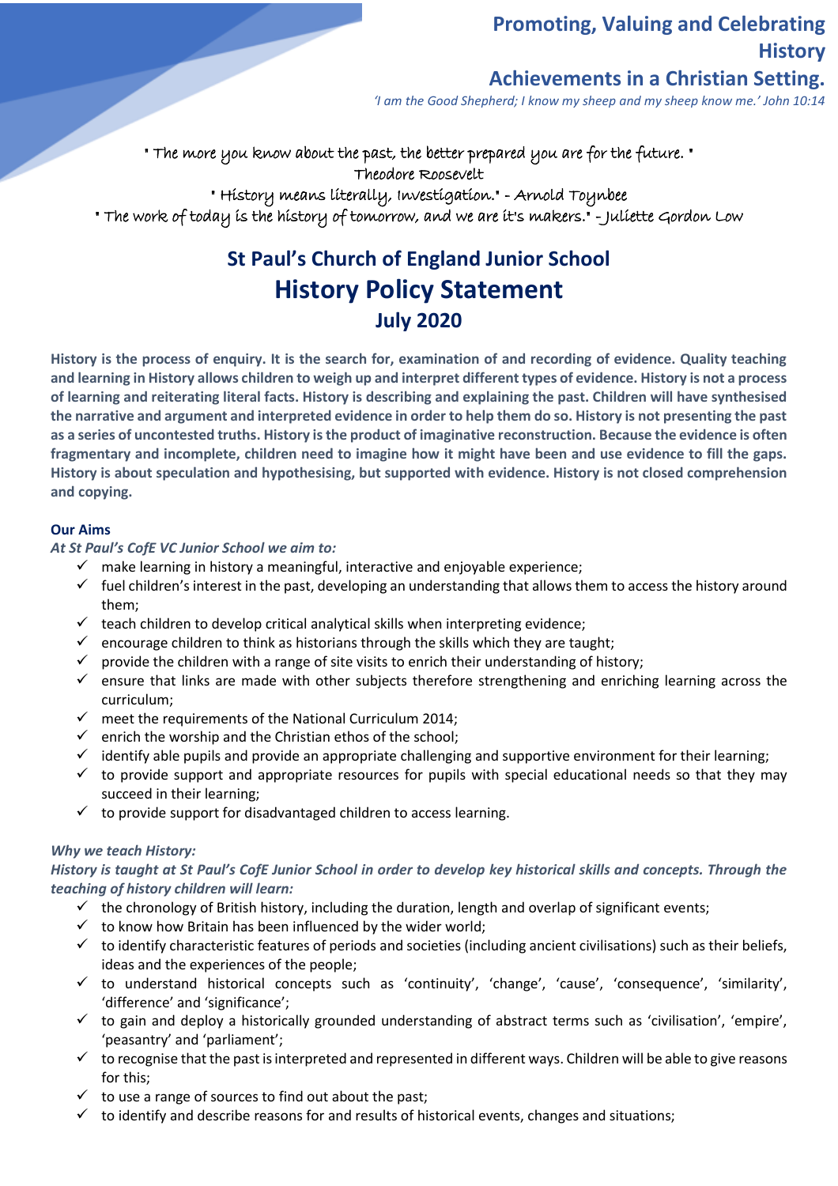**Promoting, Valuing and Celebrating History**

**Achievements in a Christian Setting.**

*'I am the Good Shepherd; I know my sheep and my sheep know me.' John 10:14*

" The more you know about the past, the better prepared you are for the future. "
Theodore Roosevelt

" History means literally, Investigation." - Arnold Toynbee

" The work of today is the history of tomorrow, and we are it's makers." - Juliette Gordon Low

# St Paul's Church of England Junior School

# History Policy Statement

## July 2020

**History is the process of enquiry. It is the search for, examination of and recording of evidence. Quality teaching and learning in History allows children to weigh up and interpret different types of evidence. History is not a process of learning and reiterating literal facts. History is describing and explaining the past. Children will have synthesised the narrative and argument and interpreted evidence in order to help them do so. History is not presenting the past as a series of uncontested truths. History is the product of imaginative reconstruction. Because the evidence is often fragmentary and incomplete, children need to imagine how it might have been and use evidence to fill the gaps. History is about speculation and hypothesising, but supported with evidence. History is not closed comprehension and copying.**

### Our Aims

***At St Paul's CofE VC Junior School we aim to:***

- ✓ make learning in history a meaningful, interactive and enjoyable experience;
- ✓ fuel children's interest in the past, developing an understanding that allows them to access the history around them;
- ✓ teach children to develop critical analytical skills when interpreting evidence;
- ✓ encourage children to think as historians through the skills which they are taught;
- ✓ provide the children with a range of site visits to enrich their understanding of history;
- ✓ ensure that links are made with other subjects therefore strengthening and enriching learning across the curriculum;
- ✓ meet the requirements of the National Curriculum 2014;
- ✓ enrich the worship and the Christian ethos of the school;
- ✓ identify able pupils and provide an appropriate challenging and supportive environment for their learning;
- ✓ to provide support and appropriate resources for pupils with special educational needs so that they may succeed in their learning;
- ✓ to provide support for disadvantaged children to access learning.

***Why we teach History:***

***History is taught at St Paul's CofE Junior School in order to develop key historical skills and concepts. Through the teaching of history children will learn:***

- ✓ the chronology of British history, including the duration, length and overlap of significant events;
- ✓ to know how Britain has been influenced by the wider world;
- ✓ to identify characteristic features of periods and societies (including ancient civilisations) such as their beliefs, ideas and the experiences of the people;
- ✓ to understand historical concepts such as 'continuity', 'change', 'cause', 'consequence', 'similarity', 'difference' and 'significance';
- ✓ to gain and deploy a historically grounded understanding of abstract terms such as 'civilisation', 'empire', 'peasantry' and 'parliament';
- ✓ to recognise that the past is interpreted and represented in different ways. Children will be able to give reasons for this;
- ✓ to use a range of sources to find out about the past;
- ✓ to identify and describe reasons for and results of historical events, changes and situations;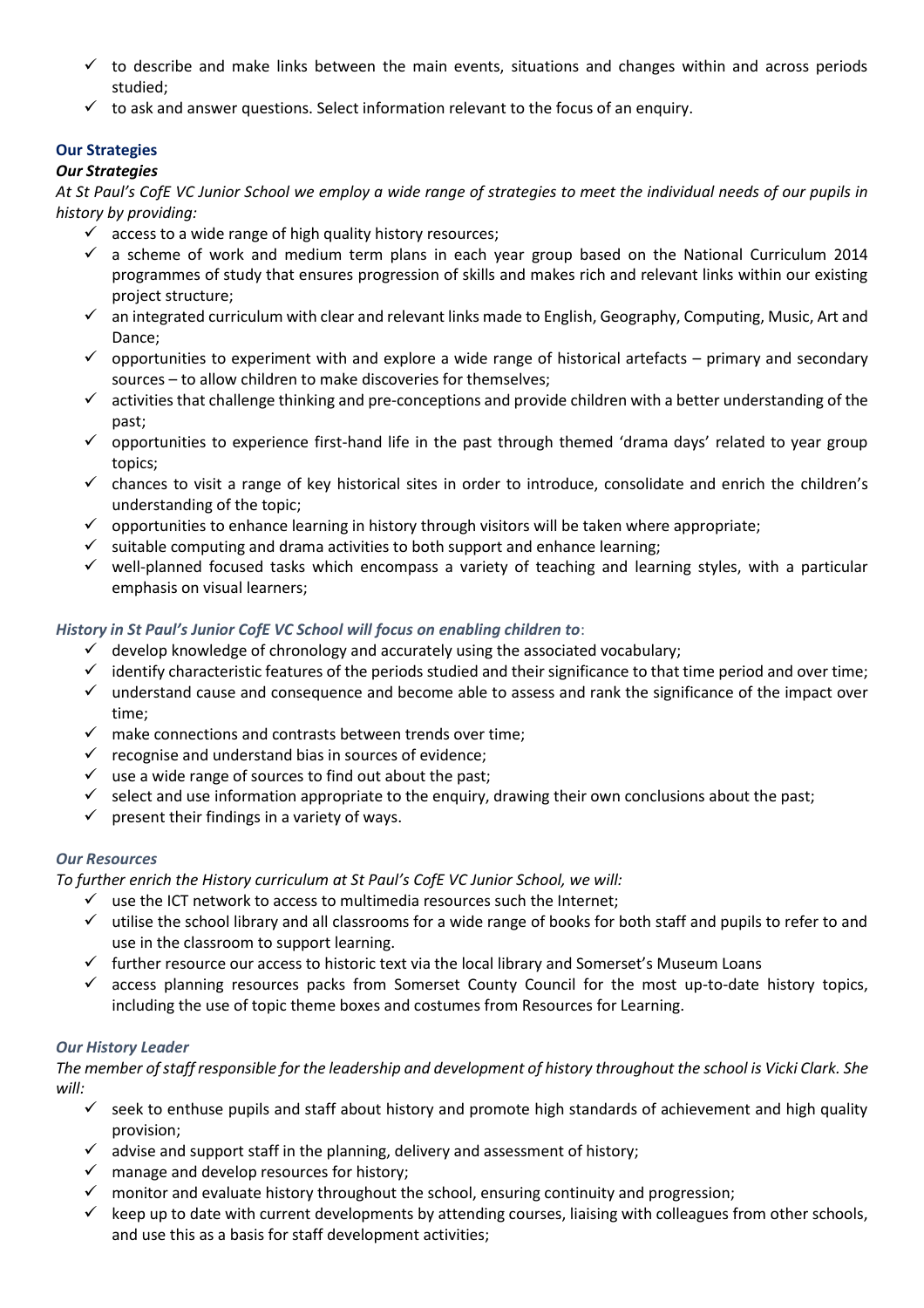- ✓ to describe and make links between the main events, situations and changes within and across periods studied;
- ✓ to ask and answer questions. Select information relevant to the focus of an enquiry.

### Our Strategies

#### *Our Strategies*

*At St Paul's CofE VC Junior School we employ a wide range of strategies to meet the individual needs of our pupils in history by providing:*

- ✓ access to a wide range of high quality history resources;
- ✓ a scheme of work and medium term plans in each year group based on the National Curriculum 2014 programmes of study that ensures progression of skills and makes rich and relevant links within our existing project structure;
- ✓ an integrated curriculum with clear and relevant links made to English, Geography, Computing, Music, Art and Dance;
- ✓ opportunities to experiment with and explore a wide range of historical artefacts – primary and secondary sources – to allow children to make discoveries for themselves;
- ✓ activities that challenge thinking and pre-conceptions and provide children with a better understanding of the past;
- ✓ opportunities to experience first-hand life in the past through themed 'drama days' related to year group topics;
- ✓ chances to visit a range of key historical sites in order to introduce, consolidate and enrich the children's understanding of the topic;
- ✓ opportunities to enhance learning in history through visitors will be taken where appropriate;
- ✓ suitable computing and drama activities to both support and enhance learning;
- ✓ well-planned focused tasks which encompass a variety of teaching and learning styles, with a particular emphasis on visual learners;

#### *History in St Paul's Junior CofE VC School will focus on enabling children to*:

- ✓ develop knowledge of chronology and accurately using the associated vocabulary;
- ✓ identify characteristic features of the periods studied and their significance to that time period and over time;
- ✓ understand cause and consequence and become able to assess and rank the significance of the impact over time;
- ✓ make connections and contrasts between trends over time;
- ✓ recognise and understand bias in sources of evidence;
- ✓ use a wide range of sources to find out about the past;
- ✓ select and use information appropriate to the enquiry, drawing their own conclusions about the past;
- ✓ present their findings in a variety of ways.

#### *Our Resources*

*To further enrich the History curriculum at St Paul's CofE VC Junior School, we will:*

- ✓ use the ICT network to access to multimedia resources such the Internet;
- ✓ utilise the school library and all classrooms for a wide range of books for both staff and pupils to refer to and use in the classroom to support learning.
- ✓ further resource our access to historic text via the local library and Somerset's Museum Loans
- ✓ access planning resources packs from Somerset County Council for the most up-to-date history topics, including the use of topic theme boxes and costumes from Resources for Learning.

#### *Our History Leader*

*The member of staff responsible for the leadership and development of history throughout the school is Vicki Clark. She will:*

- ✓ seek to enthuse pupils and staff about history and promote high standards of achievement and high quality provision;
- ✓ advise and support staff in the planning, delivery and assessment of history;
- ✓ manage and develop resources for history;
- ✓ monitor and evaluate history throughout the school, ensuring continuity and progression;
- ✓ keep up to date with current developments by attending courses, liaising with colleagues from other schools, and use this as a basis for staff development activities;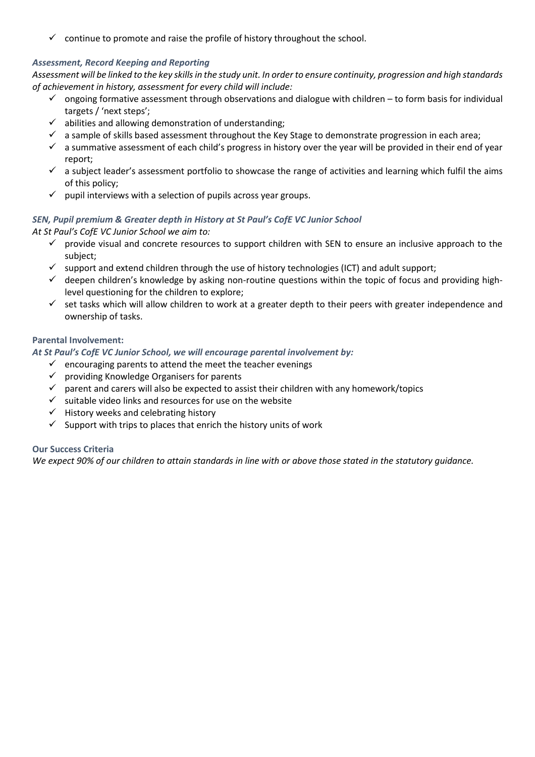- ✓ continue to promote and raise the profile of history throughout the school.

### *Assessment, Record Keeping and Reporting*

*Assessment will be linked to the key skills in the study unit. In order to ensure continuity, progression and high standards of achievement in history, assessment for every child will include:*

- ✓ ongoing formative assessment through observations and dialogue with children – to form basis for individual targets / 'next steps';
- ✓ abilities and allowing demonstration of understanding;
- ✓ a sample of skills based assessment throughout the Key Stage to demonstrate progression in each area;
- ✓ a summative assessment of each child's progress in history over the year will be provided in their end of year report;
- ✓ a subject leader's assessment portfolio to showcase the range of activities and learning which fulfil the aims of this policy;
- ✓ pupil interviews with a selection of pupils across year groups.

### *SEN, Pupil premium & Greater depth in History at St Paul's CofE VC Junior School*

*At St Paul's CofE VC Junior School we aim to:*

- ✓ provide visual and concrete resources to support children with SEN to ensure an inclusive approach to the subject;
- ✓ support and extend children through the use of history technologies (ICT) and adult support;
- ✓ deepen children's knowledge by asking non-routine questions within the topic of focus and providing high-level questioning for the children to explore;
- ✓ set tasks which will allow children to work at a greater depth to their peers with greater independence and ownership of tasks.

### Parental Involvement:

***At St Paul's CofE VC Junior School, we will encourage parental involvement by:***

- ✓ encouraging parents to attend the meet the teacher evenings
- ✓ providing Knowledge Organisers for parents
- ✓ parent and carers will also be expected to assist their children with any homework/topics
- ✓ suitable video links and resources for use on the website
- ✓ History weeks and celebrating history
- ✓ Support with trips to places that enrich the history units of work

### Our Success Criteria

*We expect 90% of our children to attain standards in line with or above those stated in the statutory guidance.*